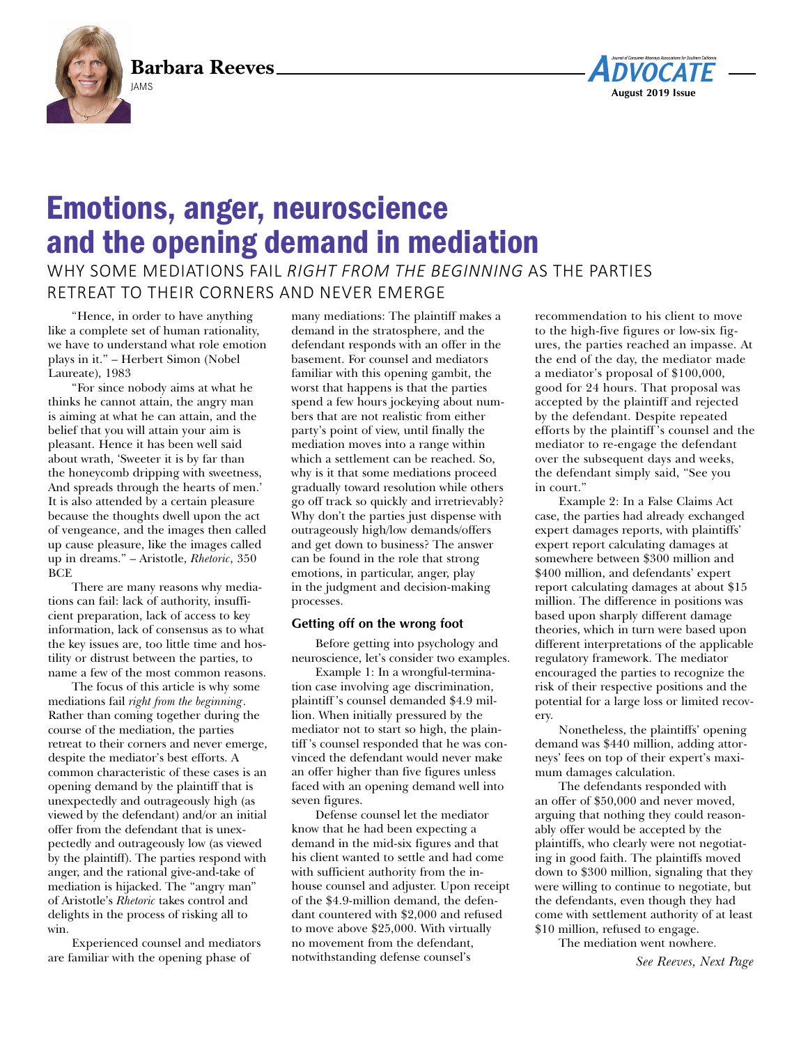**Barbara Reeves**

JAMS

# Emotions, anger, neuroscience and the opening demand in mediation

## WHY SOME MEDIATIONS FAIL *RIGHT FROM THE BEGINNING* AS THE PARTIES RETREAT TO THEIR CORNERS AND NEVER EMERGE

"Hence, in order to have anything like a complete set of human rationality, we have to understand what role emotion plays in it." – Herbert Simon (Nobel Laureate), 1983

"For since nobody aims at what he thinks he cannot attain, the angry man is aiming at what he can attain, and the belief that you will attain your aim is pleasant. Hence it has been well said about wrath, 'Sweeter it is by far than the honeycomb dripping with sweetness, And spreads through the hearts of men.' It is also attended by a certain pleasure because the thoughts dwell upon the act of vengeance, and the images then called up cause pleasure, like the images called up in dreams." – Aristotle, *Rhetoric*, 350 BCE

There are many reasons why mediations can fail: lack of authority, insufficient preparation, lack of access to key information, lack of consensus as to what the key issues are, too little time and hostility or distrust between the parties, to name a few of the most common reasons.

The focus of this article is why some mediations fail *right from the beginning*. Rather than coming together during the course of the mediation, the parties retreat to their corners and never emerge, despite the mediator's best efforts. A common characteristic of these cases is an opening demand by the plaintiff that is unexpectedly and outrageously high (as viewed by the defendant) and/or an initial offer from the defendant that is unexpectedly and outrageously low (as viewed by the plaintiff). The parties respond with anger, and the rational give-and-take of mediation is hijacked. The "angry man" of Aristotle's *Rhetoric* takes control and delights in the process of risking all to win.

Experienced counsel and mediators are familiar with the opening phase of many mediations: The plaintiff makes a demand in the stratosphere, and the defendant responds with an offer in the basement. For counsel and mediators familiar with this opening gambit, the worst that happens is that the parties spend a few hours jockeying about numbers that are not realistic from either party's point of view, until finally the mediation moves into a range within which a settlement can be reached. So, why is it that some mediations proceed gradually toward resolution while others go off track so quickly and irretrievably? Why don't the parties just dispense with outrageously high/low demands/offers and get down to business? The answer can be found in the role that strong emotions, in particular, anger, play in the judgment and decision-making processes.

### Getting off on the wrong foot

Before getting into psychology and neuroscience, let's consider two examples.

Example 1: In a wrongful-termination case involving age discrimination, plaintiff's counsel demanded $4.9 million. When initially pressured by the mediator not to start so high, the plaintiff's counsel responded that he was convinced the defendant would never make an offer higher than five figures unless faced with an opening demand well into seven figures.

Defense counsel let the mediator know that he had been expecting a demand in the mid-six figures and that his client wanted to settle and had come with sufficient authority from the in-house counsel and adjuster. Upon receipt of the $4.9-million demand, the defendant countered with $2,000 and refused to move above $25,000. With virtually no movement from the defendant, notwithstanding defense counsel's recommendation to his client to move to the high-five figures or low-six figures, the parties reached an impasse. At the end of the day, the mediator made a mediator's proposal of $100,000, good for 24 hours. That proposal was accepted by the plaintiff and rejected by the defendant. Despite repeated efforts by the plaintiff's counsel and the mediator to re-engage the defendant over the subsequent days and weeks, the defendant simply said, "See you in court."

Example 2: In a False Claims Act case, the parties had already exchanged expert damages reports, with plaintiffs' expert report calculating damages at somewhere between $300 million and $400 million, and defendants' expert report calculating damages at about $15 million. The difference in positions was based upon sharply different damage theories, which in turn were based upon different interpretations of the applicable regulatory framework. The mediator encouraged the parties to recognize the risk of their respective positions and the potential for a large loss or limited recovery.

Nonetheless, the plaintiffs' opening demand was $440 million, adding attorneys' fees on top of their expert's maximum damages calculation.

The defendants responded with an offer of $50,000 and never moved, arguing that nothing they could reasonably offer would be accepted by the plaintiffs, who clearly were not negotiating in good faith. The plaintiffs moved down to $300 million, signaling that they were willing to continue to negotiate, but the defendants, even though they had come with settlement authority of at least $10 million, refused to engage.

The mediation went nowhere.

*See Reeves, Next Page*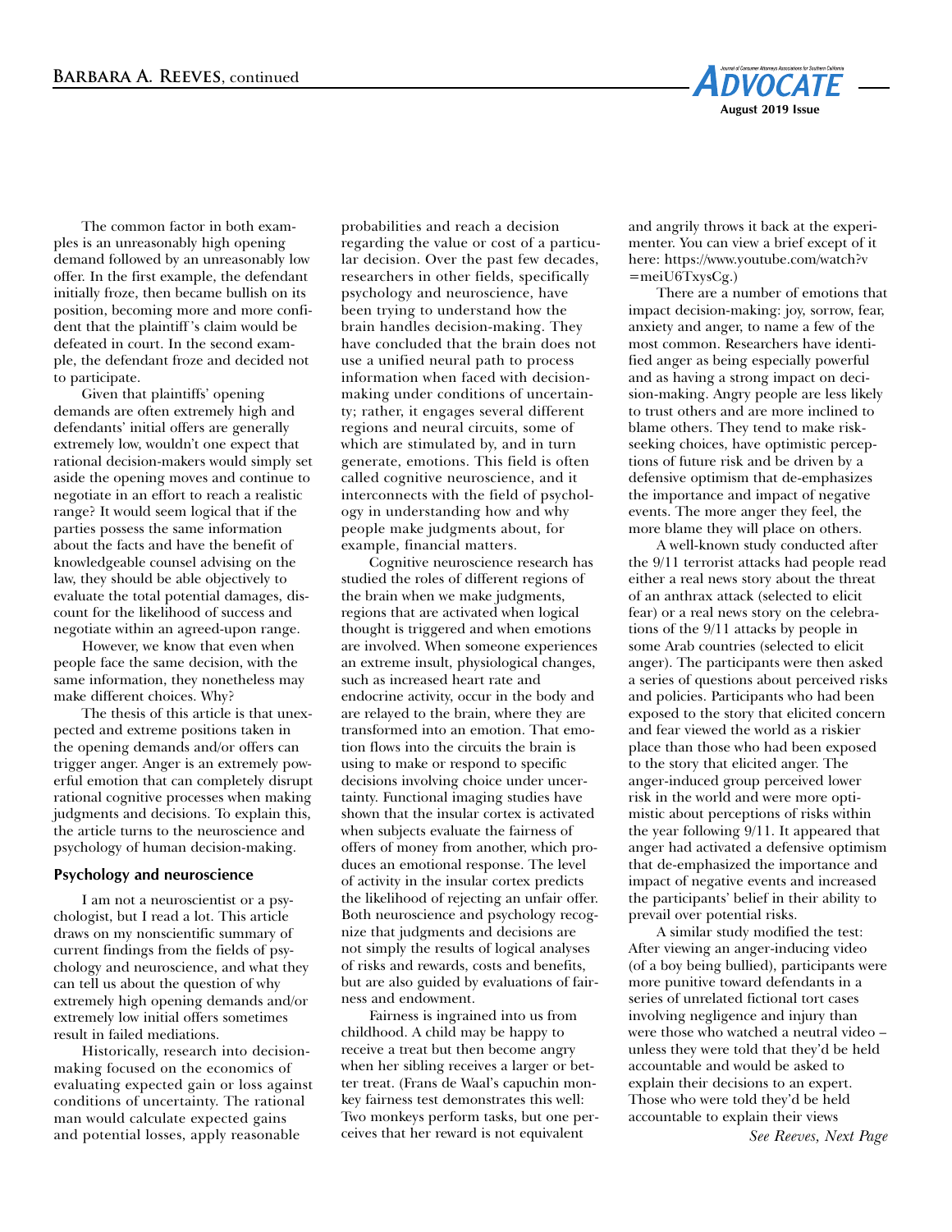The common factor in both examples is an unreasonably high opening demand followed by an unreasonably low offer. In the first example, the defendant initially froze, then became bullish on its position, becoming more and more confident that the plaintiff's claim would be defeated in court. In the second example, the defendant froze and decided not to participate.

Given that plaintiffs' opening demands are often extremely high and defendants' initial offers are generally extremely low, wouldn't one expect that rational decision-makers would simply set aside the opening moves and continue to negotiate in an effort to reach a realistic range? It would seem logical that if the parties possess the same information about the facts and have the benefit of knowledgeable counsel advising on the law, they should be able objectively to evaluate the total potential damages, discount for the likelihood of success and negotiate within an agreed-upon range.

However, we know that even when people face the same decision, with the same information, they nonetheless may make different choices. Why?

The thesis of this article is that unexpected and extreme positions taken in the opening demands and/or offers can trigger anger. Anger is an extremely powerful emotion that can completely disrupt rational cognitive processes when making judgments and decisions. To explain this, the article turns to the neuroscience and psychology of human decision-making.

### Psychology and neuroscience

I am not a neuroscientist or a psychologist, but I read a lot. This article draws on my nonscientific summary of current findings from the fields of psychology and neuroscience, and what they can tell us about the question of why extremely high opening demands and/or extremely low initial offers sometimes result in failed mediations.

Historically, research into decision-making focused on the economics of evaluating expected gain or loss against conditions of uncertainty. The rational man would calculate expected gains and potential losses, apply reasonable probabilities and reach a decision regarding the value or cost of a particular decision. Over the past few decades, researchers in other fields, specifically psychology and neuroscience, have been trying to understand how the brain handles decision-making. They have concluded that the brain does not use a unified neural path to process information when faced with decision-making under conditions of uncertainty; rather, it engages several different regions and neural circuits, some of which are stimulated by, and in turn generate, emotions. This field is often called cognitive neuroscience, and it interconnects with the field of psychology in understanding how and why people make judgments about, for example, financial matters.

Cognitive neuroscience research has studied the roles of different regions of the brain when we make judgments, regions that are activated when logical thought is triggered and when emotions are involved. When someone experiences an extreme insult, physiological changes, such as increased heart rate and endocrine activity, occur in the body and are relayed to the brain, where they are transformed into an emotion. That emotion flows into the circuits the brain is using to make or respond to specific decisions involving choice under uncertainty. Functional imaging studies have shown that the insular cortex is activated when subjects evaluate the fairness of offers of money from another, which produces an emotional response. The level of activity in the insular cortex predicts the likelihood of rejecting an unfair offer. Both neuroscience and psychology recognize that judgments and decisions are not simply the results of logical analyses of risks and rewards, costs and benefits, but are also guided by evaluations of fairness and endowment.

Fairness is ingrained into us from childhood. A child may be happy to receive a treat but then become angry when her sibling receives a larger or better treat. (Frans de Waal's capuchin monkey fairness test demonstrates this well: Two monkeys perform tasks, but one perceives that her reward is not equivalent and angrily throws it back at the experimenter. You can view a brief except of it here: https://www.youtube.com/watch?v=meiU6TxysCg.)

There are a number of emotions that impact decision-making: joy, sorrow, fear, anxiety and anger, to name a few of the most common. Researchers have identified anger as being especially powerful and as having a strong impact on decision-making. Angry people are less likely to trust others and are more inclined to blame others. They tend to make risk-seeking choices, have optimistic perceptions of future risk and be driven by a defensive optimism that de-emphasizes the importance and impact of negative events. The more anger they feel, the more blame they will place on others.

A well-known study conducted after the 9/11 terrorist attacks had people read either a real news story about the threat of an anthrax attack (selected to elicit fear) or a real news story on the celebrations of the 9/11 attacks by people in some Arab countries (selected to elicit anger). The participants were then asked a series of questions about perceived risks and policies. Participants who had been exposed to the story that elicited concern and fear viewed the world as a riskier place than those who had been exposed to the story that elicited anger. The anger-induced group perceived lower risk in the world and were more optimistic about perceptions of risks within the year following 9/11. It appeared that anger had activated a defensive optimism that de-emphasized the importance and impact of negative events and increased the participants' belief in their ability to prevail over potential risks.

A similar study modified the test: After viewing an anger-inducing video (of a boy being bullied), participants were more punitive toward defendants in a series of unrelated fictional tort cases involving negligence and injury than were those who watched a neutral video – unless they were told that they'd be held accountable and would be asked to explain their decisions to an expert. Those who were told they'd be held accountable to explain their views

*See Reeves, Next Page*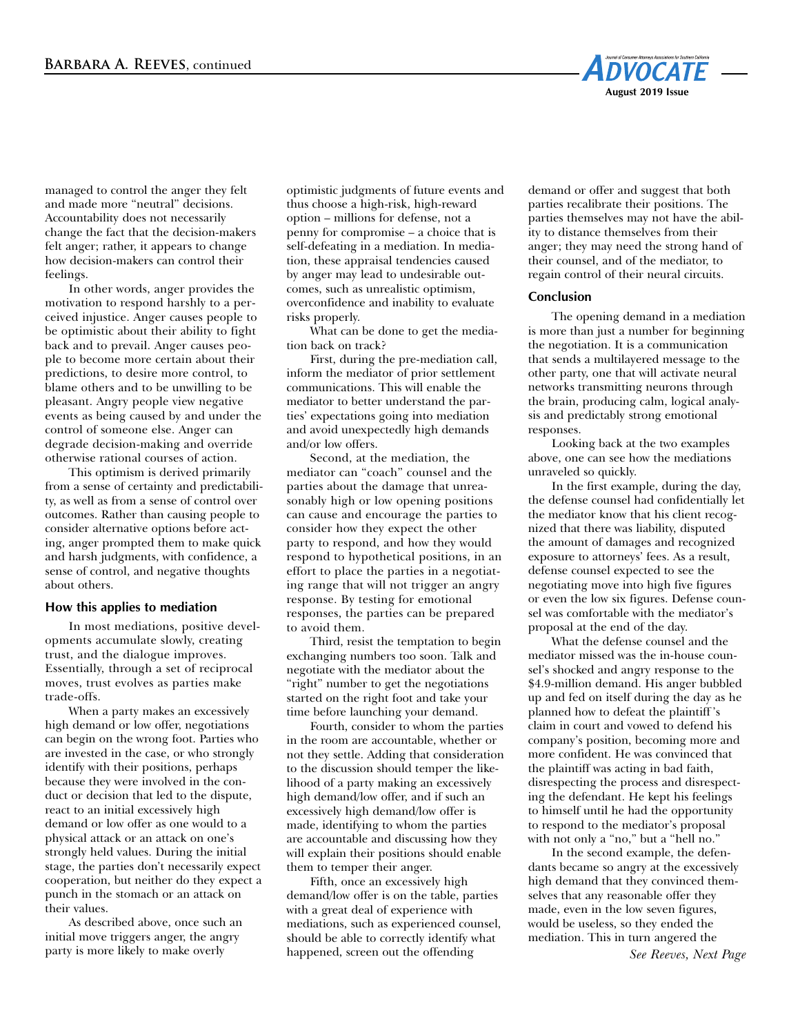managed to control the anger they felt and made more "neutral" decisions. Accountability does not necessarily change the fact that the decision-makers felt anger; rather, it appears to change how decision-makers can control their feelings.

In other words, anger provides the motivation to respond harshly to a perceived injustice. Anger causes people to be optimistic about their ability to fight back and to prevail. Anger causes people to become more certain about their predictions, to desire more control, to blame others and to be unwilling to be pleasant. Angry people view negative events as being caused by and under the control of someone else. Anger can degrade decision-making and override otherwise rational courses of action.

This optimism is derived primarily from a sense of certainty and predictability, as well as from a sense of control over outcomes. Rather than causing people to consider alternative options before acting, anger prompted them to make quick and harsh judgments, with confidence, a sense of control, and negative thoughts about others.

### How this applies to mediation

In most mediations, positive developments accumulate slowly, creating trust, and the dialogue improves. Essentially, through a set of reciprocal moves, trust evolves as parties make trade-offs.

When a party makes an excessively high demand or low offer, negotiations can begin on the wrong foot. Parties who are invested in the case, or who strongly identify with their positions, perhaps because they were involved in the conduct or decision that led to the dispute, react to an initial excessively high demand or low offer as one would to a physical attack or an attack on one's strongly held values. During the initial stage, the parties don't necessarily expect cooperation, but neither do they expect a punch in the stomach or an attack on their values.

As described above, once such an initial move triggers anger, the angry party is more likely to make overly optimistic judgments of future events and thus choose a high-risk, high-reward option – millions for defense, not a penny for compromise – a choice that is self-defeating in a mediation. In mediation, these appraisal tendencies caused by anger may lead to undesirable outcomes, such as unrealistic optimism, overconfidence and inability to evaluate risks properly.

What can be done to get the mediation back on track?

First, during the pre-mediation call, inform the mediator of prior settlement communications. This will enable the mediator to better understand the parties' expectations going into mediation and avoid unexpectedly high demands and/or low offers.

Second, at the mediation, the mediator can "coach" counsel and the parties about the damage that unreasonably high or low opening positions can cause and encourage the parties to consider how they expect the other party to respond, and how they would respond to hypothetical positions, in an effort to place the parties in a negotiating range that will not trigger an angry response. By testing for emotional responses, the parties can be prepared to avoid them.

Third, resist the temptation to begin exchanging numbers too soon. Talk and negotiate with the mediator about the "right" number to get the negotiations started on the right foot and take your time before launching your demand.

Fourth, consider to whom the parties in the room are accountable, whether or not they settle. Adding that consideration to the discussion should temper the likelihood of a party making an excessively high demand/low offer, and if such an excessively high demand/low offer is made, identifying to whom the parties are accountable and discussing how they will explain their positions should enable them to temper their anger.

Fifth, once an excessively high demand/low offer is on the table, parties with a great deal of experience with mediations, such as experienced counsel, should be able to correctly identify what happened, screen out the offending demand or offer and suggest that both parties recalibrate their positions. The parties themselves may not have the ability to distance themselves from their anger; they may need the strong hand of their counsel, and of the mediator, to regain control of their neural circuits.

### Conclusion

The opening demand in a mediation is more than just a number for beginning the negotiation. It is a communication that sends a multilayered message to the other party, one that will activate neural networks transmitting neurons through the brain, producing calm, logical analysis and predictably strong emotional responses.

Looking back at the two examples above, one can see how the mediations unraveled so quickly.

In the first example, during the day, the defense counsel had confidentially let the mediator know that his client recognized that there was liability, disputed the amount of damages and recognized exposure to attorneys' fees. As a result, defense counsel expected to see the negotiating move into high five figures or even the low six figures. Defense counsel was comfortable with the mediator's proposal at the end of the day.

What the defense counsel and the mediator missed was the in-house counsel's shocked and angry response to the \$4.9-million demand. His anger bubbled up and fed on itself during the day as he planned how to defeat the plaintiff's claim in court and vowed to defend his company's position, becoming more and more confident. He was convinced that the plaintiff was acting in bad faith, disrespecting the process and disrespecting the defendant. He kept his feelings to himself until he had the opportunity to respond to the mediator's proposal with not only a "no," but a "hell no."

In the second example, the defendants became so angry at the excessively high demand that they convinced themselves that any reasonable offer they made, even in the low seven figures, would be useless, so they ended the mediation. This in turn angered the

*See Reeves, Next Page*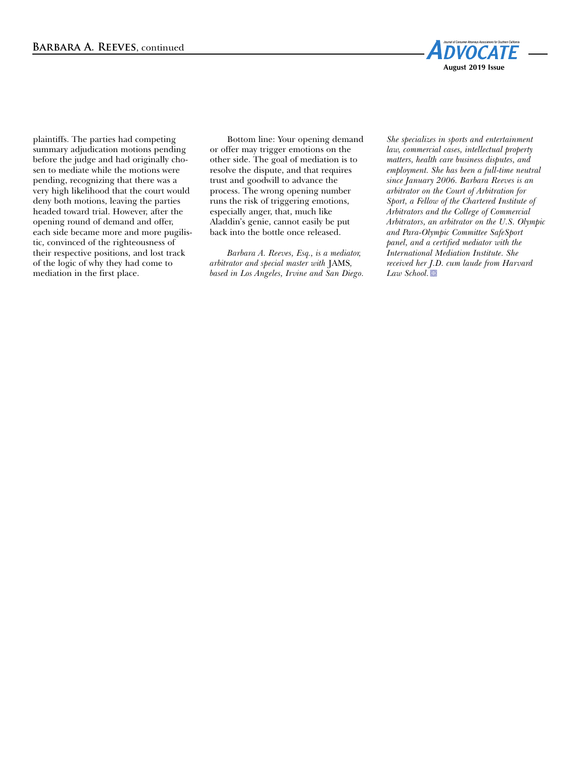plaintiffs. The parties had competing summary adjudication motions pending before the judge and had originally chosen to mediate while the motions were pending, recognizing that there was a very high likelihood that the court would deny both motions, leaving the parties headed toward trial. However, after the opening round of demand and offer, each side became more and more pugilistic, convinced of the righteousness of their respective positions, and lost track of the logic of why they had come to mediation in the first place.

Bottom line: Your opening demand or offer may trigger emotions on the other side. The goal of mediation is to resolve the dispute, and that requires trust and goodwill to advance the process. The wrong opening number runs the risk of triggering emotions, especially anger, that, much like Aladdin's genie, cannot easily be put back into the bottle once released.

*Barbara A. Reeves, Esq., is a mediator, arbitrator and special master with* JAMS, *based in Los Angeles, Irvine and San Diego. She specializes in sports and entertainment law, commercial cases, intellectual property matters, health care business disputes, and employment. She has been a full-time neutral since January 2006. Barbara Reeves is an arbitrator on the Court of Arbitration for Sport, a Fellow of the Chartered Institute of Arbitrators and the College of Commercial Arbitrators, an arbitrator on the U.S. Olympic and Para-Olympic Committee SafeSport panel, and a certified mediator with the International Mediation Institute. She received her J.D. cum laude from Harvard Law School.*